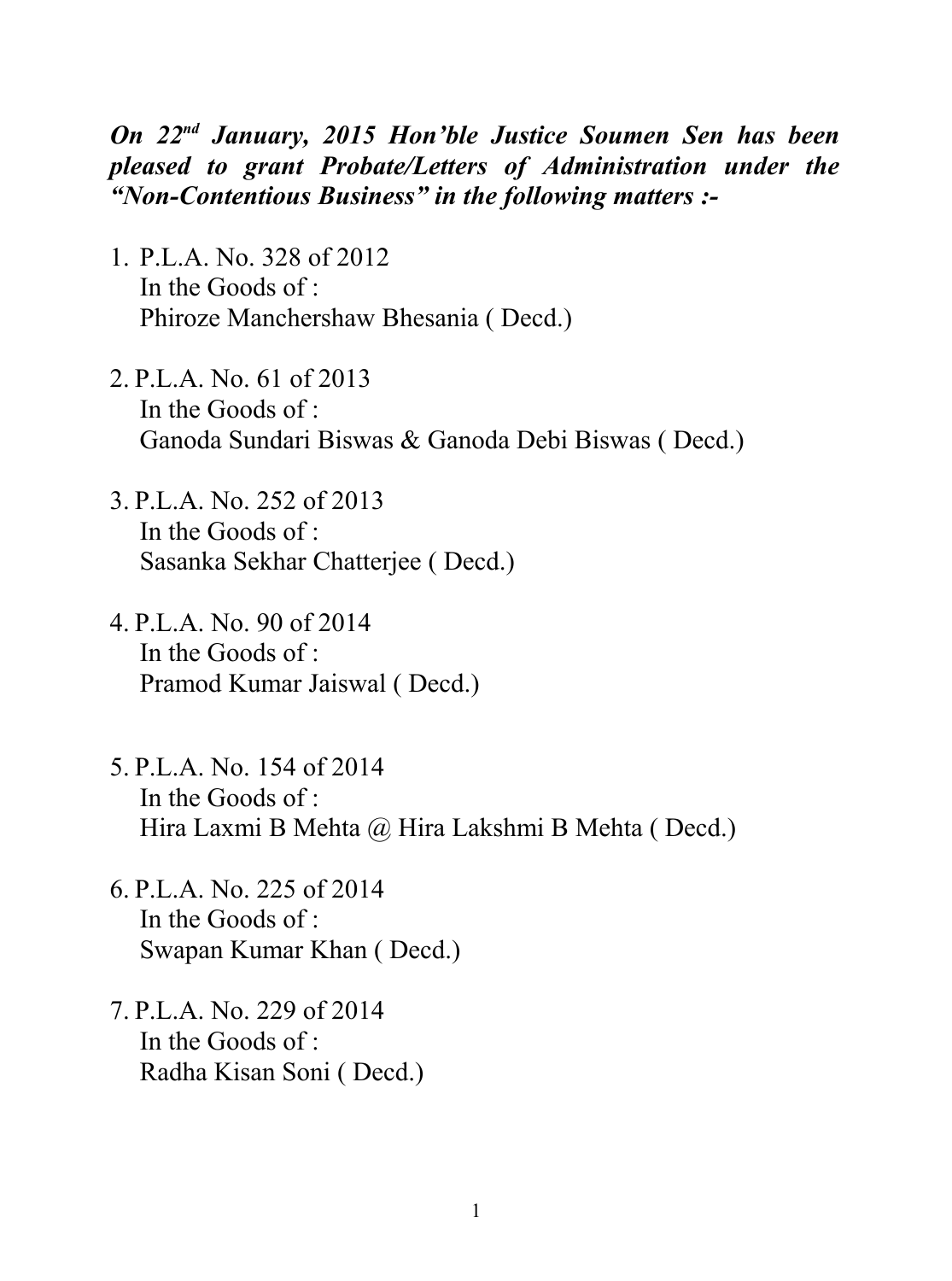***On 22nd January, 2015 Hon'ble Justice Soumen Sen has been pleased to grant Probate/Letters of Administration under the "Non-Contentious Business" in the following matters :-***

1. P.L.A. No. 328 of 2012
   In the Goods of :
   Phiroze Manchershaw Bhesania ( Decd.)

2. P.L.A. No. 61 of 2013
   In the Goods of :
   Ganoda Sundari Biswas & Ganoda Debi Biswas ( Decd.)

3. P.L.A. No. 252 of 2013
   In the Goods of :
   Sasanka Sekhar Chatterjee ( Decd.)

4. P.L.A. No. 90 of 2014
   In the Goods of :
   Pramod Kumar Jaiswal ( Decd.)

5. P.L.A. No. 154 of 2014
   In the Goods of :
   Hira Laxmi B Mehta @ Hira Lakshmi B Mehta ( Decd.)

6. P.L.A. No. 225 of 2014
   In the Goods of :
   Swapan Kumar Khan ( Decd.)

7. P.L.A. No. 229 of 2014
   In the Goods of :
   Radha Kisan Soni ( Decd.)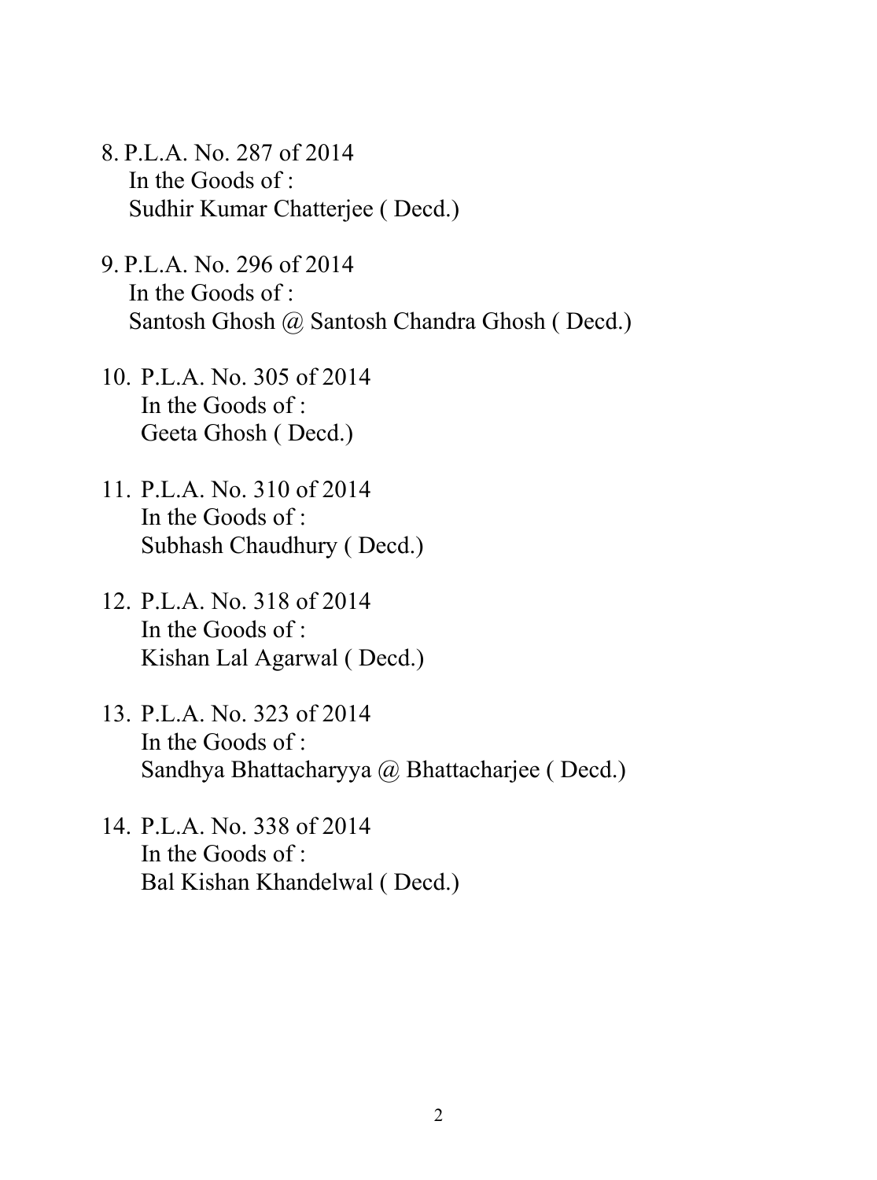8. P.L.A. No. 287 of 2014
   In the Goods of :
   Sudhir Kumar Chatterjee ( Decd.)

9. P.L.A. No. 296 of 2014
   In the Goods of :
   Santosh Ghosh @ Santosh Chandra Ghosh ( Decd.)

10. P.L.A. No. 305 of 2014
    In the Goods of :
    Geeta Ghosh ( Decd.)

11. P.L.A. No. 310 of 2014
    In the Goods of :
    Subhash Chaudhury ( Decd.)

12. P.L.A. No. 318 of 2014
    In the Goods of :
    Kishan Lal Agarwal ( Decd.)

13. P.L.A. No. 323 of 2014
    In the Goods of :
    Sandhya Bhattacharyya @ Bhattacharjee ( Decd.)

14. P.L.A. No. 338 of 2014
    In the Goods of :
    Bal Kishan Khandelwal ( Decd.)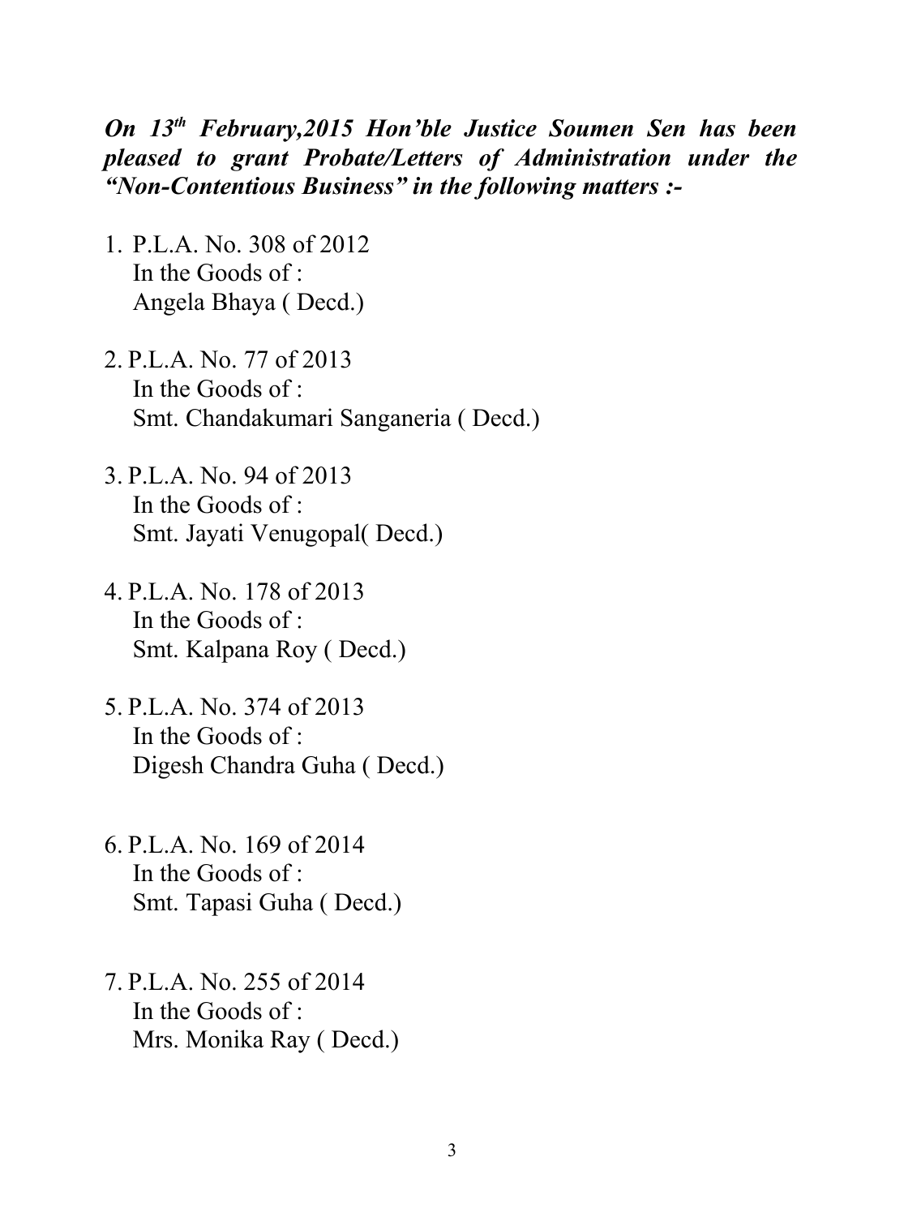***On 13th February,2015 Hon'ble Justice Soumen Sen has been pleased to grant Probate/Letters of Administration under the "Non-Contentious Business" in the following matters :-***

1. P.L.A. No. 308 of 2012
   In the Goods of :
   Angela Bhaya ( Decd.)

2. P.L.A. No. 77 of 2013
   In the Goods of :
   Smt. Chandakumari Sanganeria ( Decd.)

3. P.L.A. No. 94 of 2013
   In the Goods of :
   Smt. Jayati Venugopal( Decd.)

4. P.L.A. No. 178 of 2013
   In the Goods of :
   Smt. Kalpana Roy ( Decd.)

5. P.L.A. No. 374 of 2013
   In the Goods of :
   Digesh Chandra Guha ( Decd.)

6. P.L.A. No. 169 of 2014
   In the Goods of :
   Smt. Tapasi Guha ( Decd.)

7. P.L.A. No. 255 of 2014
   In the Goods of :
   Mrs. Monika Ray ( Decd.)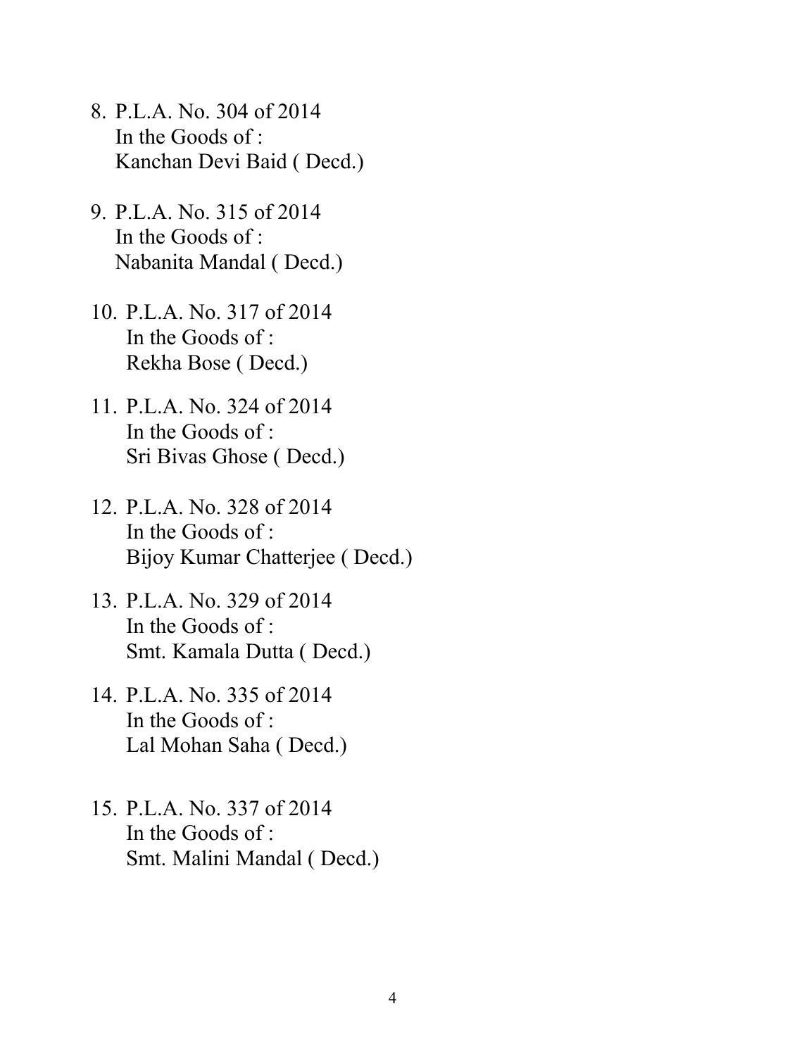8. P.L.A. No. 304 of 2014
   In the Goods of :
   Kanchan Devi Baid ( Decd.)

9. P.L.A. No. 315 of 2014
   In the Goods of :
   Nabanita Mandal ( Decd.)

10. P.L.A. No. 317 of 2014
    In the Goods of :
    Rekha Bose ( Decd.)

11. P.L.A. No. 324 of 2014
    In the Goods of :
    Sri Bivas Ghose ( Decd.)

12. P.L.A. No. 328 of 2014
    In the Goods of :
    Bijoy Kumar Chatterjee ( Decd.)

13. P.L.A. No. 329 of 2014
    In the Goods of :
    Smt. Kamala Dutta ( Decd.)

14. P.L.A. No. 335 of 2014
    In the Goods of :
    Lal Mohan Saha ( Decd.)

15. P.L.A. No. 337 of 2014
    In the Goods of :
    Smt. Malini Mandal ( Decd.)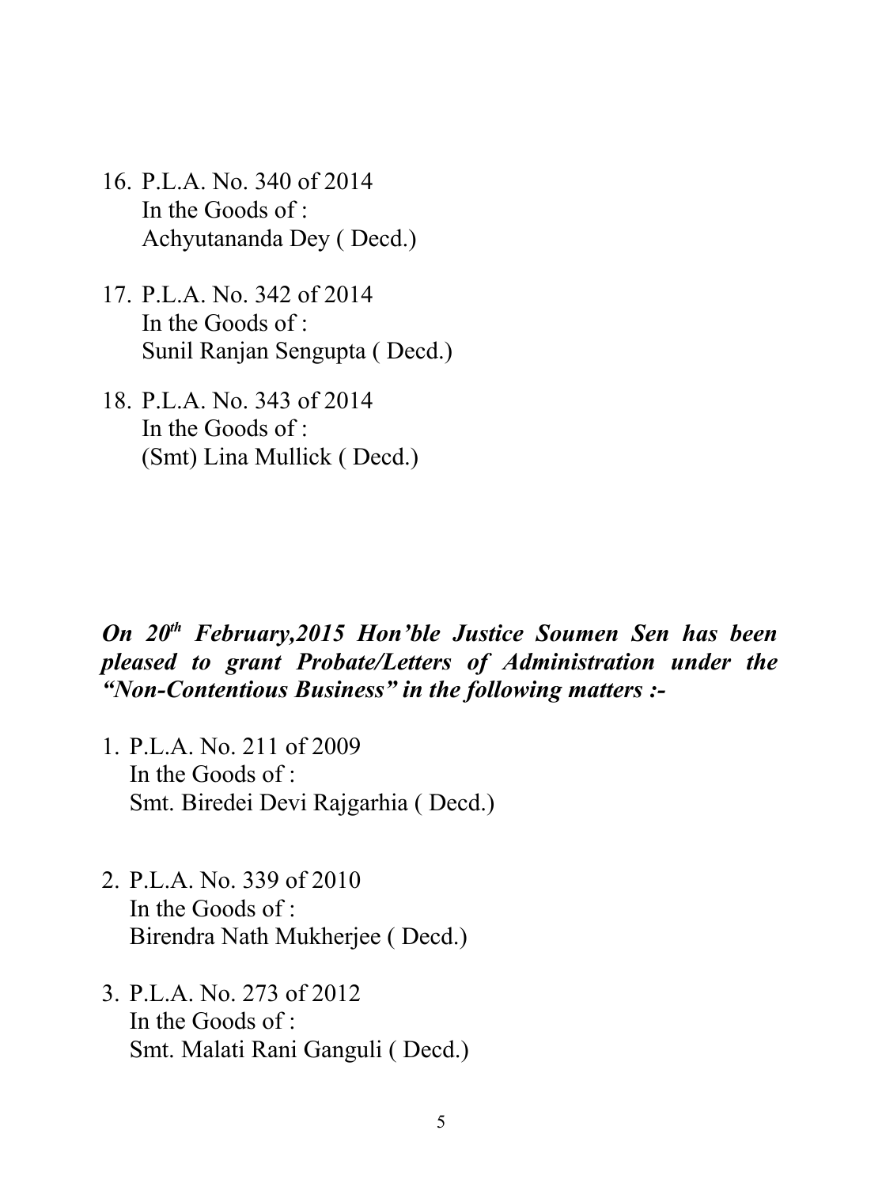16. P.L.A. No. 340 of 2014
    In the Goods of :
    Achyutananda Dey ( Decd.)

17. P.L.A. No. 342 of 2014
    In the Goods of :
    Sunil Ranjan Sengupta ( Decd.)

18. P.L.A. No. 343 of 2014
    In the Goods of :
    (Smt) Lina Mullick ( Decd.)

***On 20th February,2015 Hon'ble Justice Soumen Sen has been pleased to grant Probate/Letters of Administration under the "Non-Contentious Business" in the following matters :-***

1. P.L.A. No. 211 of 2009
   In the Goods of :
   Smt. Biredei Devi Rajgarhia ( Decd.)

2. P.L.A. No. 339 of 2010
   In the Goods of :
   Birendra Nath Mukherjee ( Decd.)

3. P.L.A. No. 273 of 2012
   In the Goods of :
   Smt. Malati Rani Ganguli ( Decd.)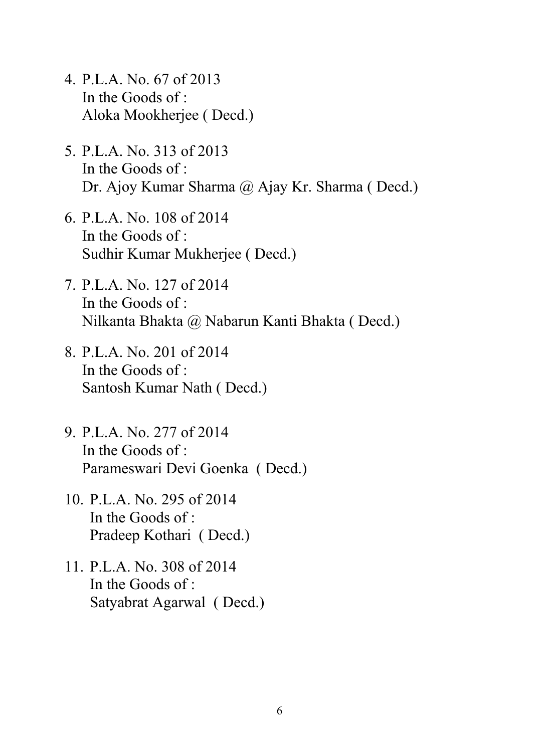4. P.L.A. No. 67 of 2013
   In the Goods of :
   Aloka Mookherjee ( Decd.)

5. P.L.A. No. 313 of 2013
   In the Goods of :
   Dr. Ajoy Kumar Sharma @ Ajay Kr. Sharma ( Decd.)

6. P.L.A. No. 108 of 2014
   In the Goods of :
   Sudhir Kumar Mukherjee ( Decd.)

7. P.L.A. No. 127 of 2014
   In the Goods of :
   Nilkanta Bhakta @ Nabarun Kanti Bhakta ( Decd.)

8. P.L.A. No. 201 of 2014
   In the Goods of :
   Santosh Kumar Nath ( Decd.)

9. P.L.A. No. 277 of 2014
   In the Goods of :
   Parameswari Devi Goenka ( Decd.)

10. P.L.A. No. 295 of 2014
    In the Goods of :
    Pradeep Kothari ( Decd.)

11. P.L.A. No. 308 of 2014
    In the Goods of :
    Satyabrat Agarwal ( Decd.)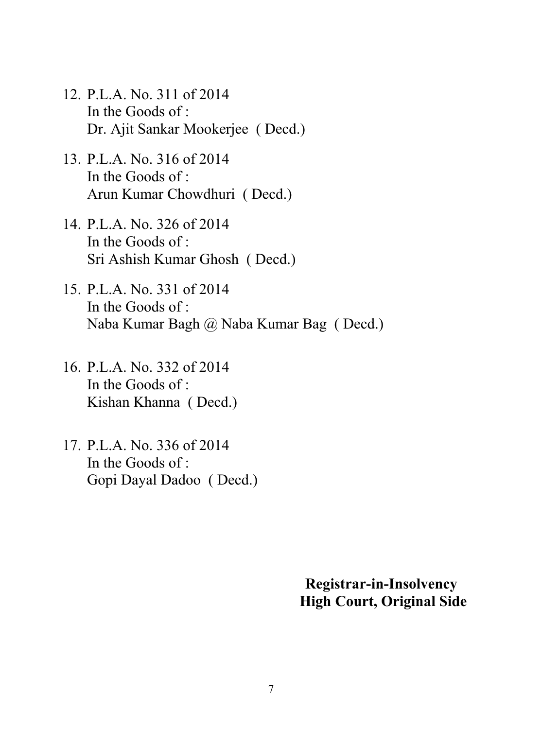12. P.L.A. No. 311 of 2014
    In the Goods of :
    Dr. Ajit Sankar Mookerjee ( Decd.)

13. P.L.A. No. 316 of 2014
    In the Goods of :
    Arun Kumar Chowdhuri ( Decd.)

14. P.L.A. No. 326 of 2014
    In the Goods of :
    Sri Ashish Kumar Ghosh ( Decd.)

15. P.L.A. No. 331 of 2014
    In the Goods of :
    Naba Kumar Bagh @ Naba Kumar Bag ( Decd.)

16. P.L.A. No. 332 of 2014
    In the Goods of :
    Kishan Khanna ( Decd.)

17. P.L.A. No. 336 of 2014
    In the Goods of :
    Gopi Dayal Dadoo ( Decd.)

**Registrar-in-Insolvency**
**High Court, Original Side**